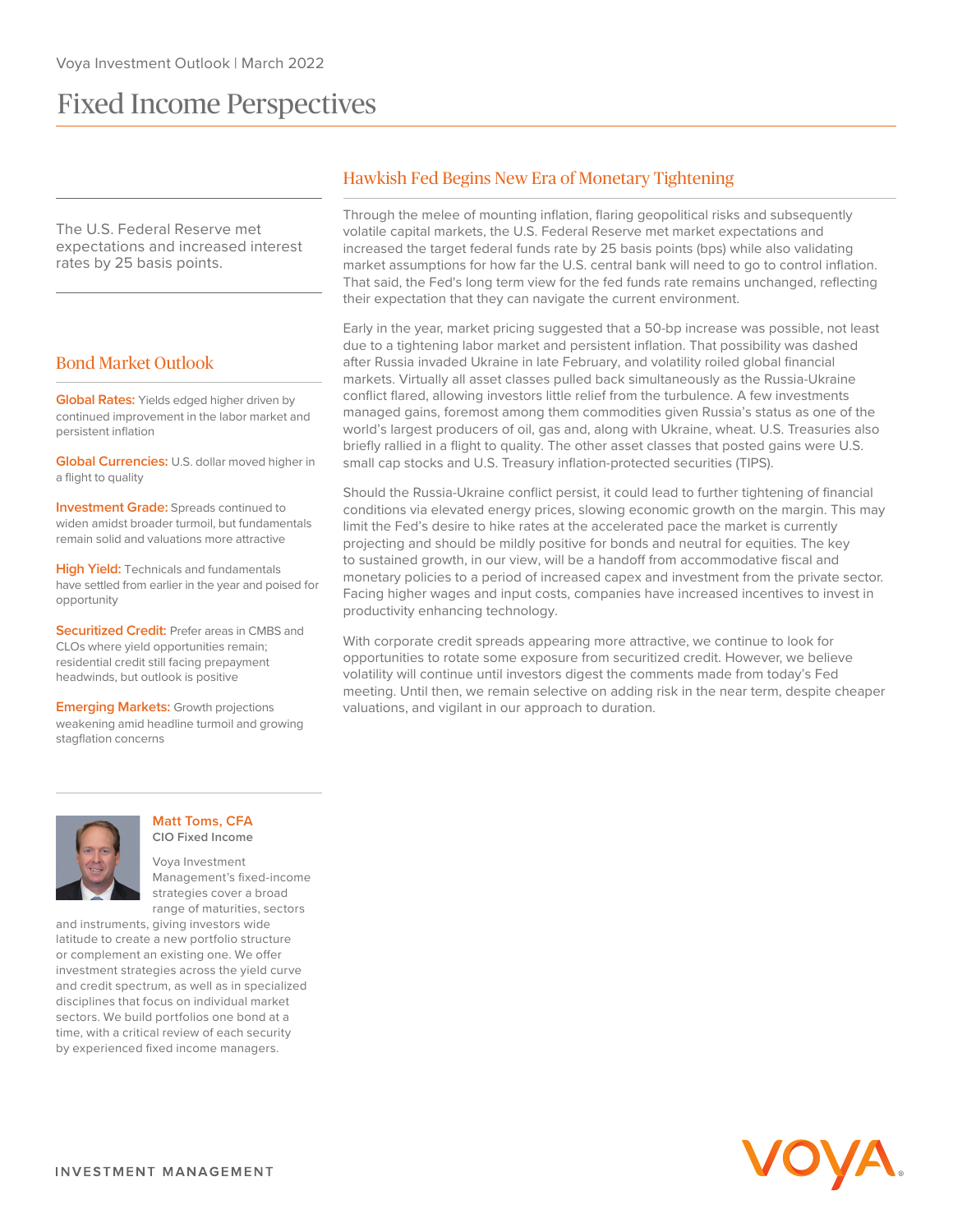# Fixed Income Perspectives

The U.S. Federal Reserve met expectations and increased interest rates by 25 basis points.

## Hawkish Fed Begins New Era of Monetary Tightening

Through the melee of mounting inflation, flaring geopolitical risks and subsequently volatile capital markets, the U.S. Federal Reserve met market expectations and increased the target federal funds rate by 25 basis points (bps) while also validating market assumptions for how far the U.S. central bank will need to go to control inflation. That said, the Fed's long term view for the fed funds rate remains unchanged, reflecting their expectation that they can navigate the current environment.

Early in the year, market pricing suggested that a 50-bp increase was possible, not least due to a tightening labor market and persistent inflation. That possibility was dashed after Russia invaded Ukraine in late February, and volatility roiled global financial markets. Virtually all asset classes pulled back simultaneously as the Russia-Ukraine conflict flared, allowing investors little relief from the turbulence. A few investments managed gains, foremost among them commodities given Russia's status as one of the world's largest producers of oil, gas and, along with Ukraine, wheat. U.S. Treasuries also briefly rallied in a flight to quality. The other asset classes that posted gains were U.S. small cap stocks and U.S. Treasury inflation-protected securities (TIPS).

Should the Russia-Ukraine conflict persist, it could lead to further tightening of financial conditions via elevated energy prices, slowing economic growth on the margin. This may limit the Fed's desire to hike rates at the accelerated pace the market is currently projecting and should be mildly positive for bonds and neutral for equities. The key to sustained growth, in our view, will be a handoff from accommodative fiscal and monetary policies to a period of increased capex and investment from the private sector. Facing higher wages and input costs, companies have increased incentives to invest in productivity enhancing technology.

With corporate credit spreads appearing more attractive, we continue to look for opportunities to rotate some exposure from securitized credit. However, we believe volatility will continue until investors digest the comments made from today's Fed meeting. Until then, we remain selective on adding risk in the near term, despite cheaper valuations, and vigilant in our approach to duration.

## Bond Market Outlook

**Global Rates:** Yields edged higher driven by continued improvement in the labor market and persistent inflation

**Global Currencies:** U.S. dollar moved higher in a flight to quality

**Investment Grade:** Spreads continued to widen amidst broader turmoil, but fundamentals remain solid and valuations more attractive

**High Yield:** Technicals and fundamentals have settled from earlier in the year and poised for opportunity

**Securitized Credit:** Prefer areas in CMBS and CLOs where yield opportunities remain; residential credit still facing prepayment headwinds, but outlook is positive

**Emerging Markets:** Growth projections weakening amid headline turmoil and growing stagflation concerns

**Matt Toms, CFA**
**CIO Fixed Income**

Voya Investment Management's fixed-income strategies cover a broad range of maturities, sectors and instruments, giving investors wide latitude to create a new portfolio structure or complement an existing one. We offer investment strategies across the yield curve and credit spectrum, as well as in specialized disciplines that focus on individual market sectors. We build portfolios one bond at a time, with a critical review of each security by experienced fixed income managers.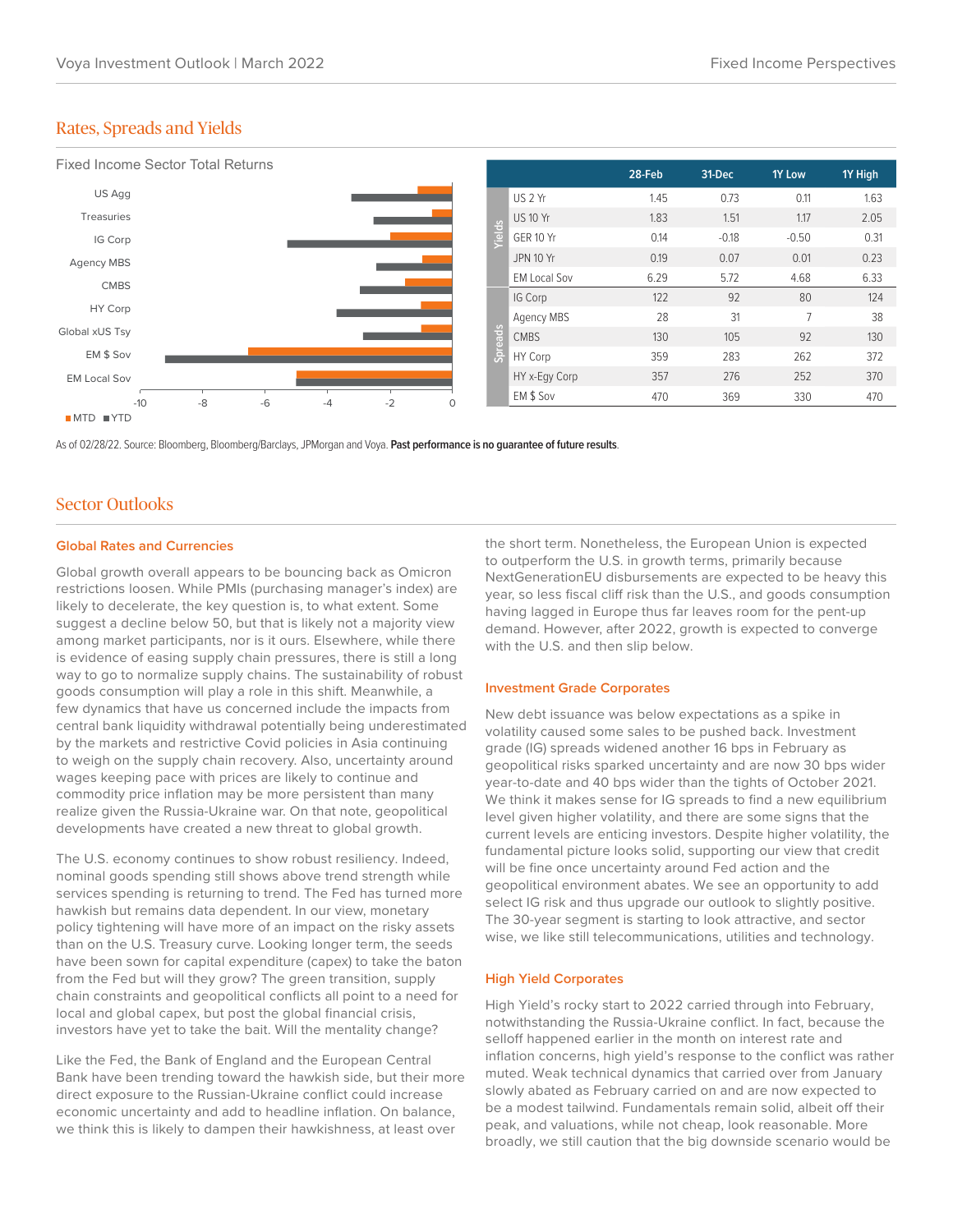## Rates, Spreads and Yields

Fixed Income Sector Total Returns

|  |  | 28-Feb | 31-Dec | 1Y Low | 1Y High |
|---|---|---|---|---|---|
| Yields | US 2 Yr | 1.45 | 0.73 | 0.11 | 1.63 |
|  | US 10 Yr | 1.83 | 1.51 | 1.17 | 2.05 |
|  | GER 10 Yr | 0.14 | -0.18 | -0.50 | 0.31 |
|  | JPN 10 Yr | 0.19 | 0.07 | 0.01 | 0.23 |
|  | EM Local Sov | 6.29 | 5.72 | 4.68 | 6.33 |
| Spreads | IG Corp | 122 | 92 | 80 | 124 |
|  | Agency MBS | 28 | 31 | 7 | 38 |
|  | CMBS | 130 | 105 | 92 | 130 |
|  | HY Corp | 359 | 283 | 262 | 372 |
|  | HY x-Egy Corp | 357 | 276 | 252 | 370 |
|  | EM $ Sov | 470 | 369 | 330 | 470 |

As of 02/28/22. Source: Bloomberg, Bloomberg/Barclays, JPMorgan and Voya. **Past performance is no guarantee of future results**.

## Sector Outlooks

### Global Rates and Currencies

Global growth overall appears to be bouncing back as Omicron restrictions loosen. While PMIs (purchasing manager's index) are likely to decelerate, the key question is, to what extent. Some suggest a decline below 50, but that is likely not a majority view among market participants, nor is it ours. Elsewhere, while there is evidence of easing supply chain pressures, there is still a long way to go to normalize supply chains. The sustainability of robust goods consumption will play a role in this shift. Meanwhile, a few dynamics that have us concerned include the impacts from central bank liquidity withdrawal potentially being underestimated by the markets and restrictive Covid policies in Asia continuing to weigh on the supply chain recovery. Also, uncertainty around wages keeping pace with prices are likely to continue and commodity price inflation may be more persistent than many realize given the Russia-Ukraine war. On that note, geopolitical developments have created a new threat to global growth.

The U.S. economy continues to show robust resiliency. Indeed, nominal goods spending still shows above trend strength while services spending is returning to trend. The Fed has turned more hawkish but remains data dependent. In our view, monetary policy tightening will have more of an impact on the risky assets than on the U.S. Treasury curve. Looking longer term, the seeds have been sown for capital expenditure (capex) to take the baton from the Fed but will they grow? The green transition, supply chain constraints and geopolitical conflicts all point to a need for local and global capex, but post the global financial crisis, investors have yet to take the bait. Will the mentality change?

Like the Fed, the Bank of England and the European Central Bank have been trending toward the hawkish side, but their more direct exposure to the Russian-Ukraine conflict could increase economic uncertainty and add to headline inflation. On balance, we think this is likely to dampen their hawkishness, at least over the short term. Nonetheless, the European Union is expected to outperform the U.S. in growth terms, primarily because NextGenerationEU disbursements are expected to be heavy this year, so less fiscal cliff risk than the U.S., and goods consumption having lagged in Europe thus far leaves room for the pent-up demand. However, after 2022, growth is expected to converge with the U.S. and then slip below.

### Investment Grade Corporates

New debt issuance was below expectations as a spike in volatility caused some sales to be pushed back. Investment grade (IG) spreads widened another 16 bps in February as geopolitical risks sparked uncertainty and are now 30 bps wider year-to-date and 40 bps wider than the tights of October 2021. We think it makes sense for IG spreads to find a new equilibrium level given higher volatility, and there are some signs that the current levels are enticing investors. Despite higher volatility, the fundamental picture looks solid, supporting our view that credit will be fine once uncertainty around Fed action and the geopolitical environment abates. We see an opportunity to add select IG risk and thus upgrade our outlook to slightly positive. The 30-year segment is starting to look attractive, and sector wise, we like still telecommunications, utilities and technology.

### High Yield Corporates

High Yield's rocky start to 2022 carried through into February, notwithstanding the Russia-Ukraine conflict. In fact, because the selloff happened earlier in the month on interest rate and inflation concerns, high yield's response to the conflict was rather muted. Weak technical dynamics that carried over from January slowly abated as February carried on and are now expected to be a modest tailwind. Fundamentals remain solid, albeit off their peak, and valuations, while not cheap, look reasonable. More broadly, we still caution that the big downside scenario would be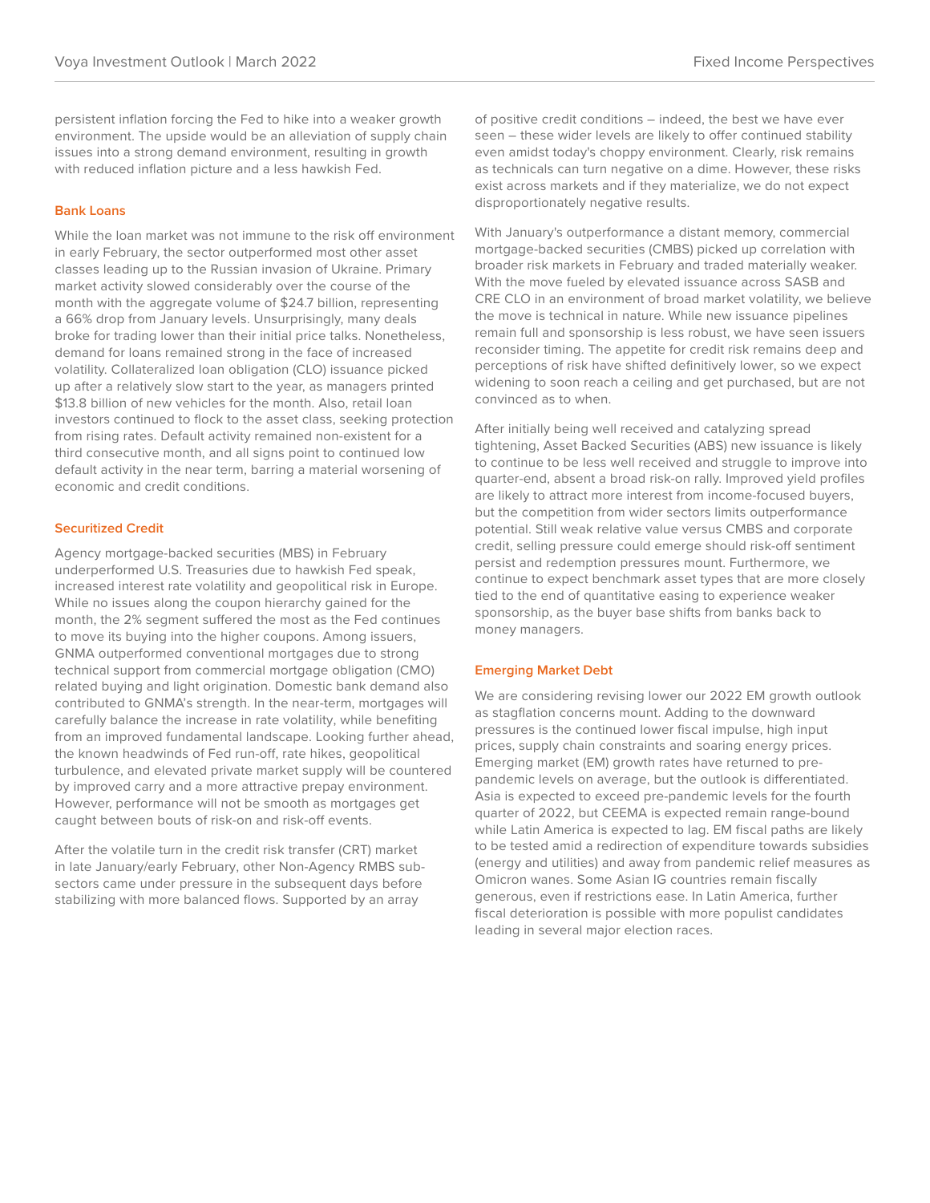persistent inflation forcing the Fed to hike into a weaker growth environment. The upside would be an alleviation of supply chain issues into a strong demand environment, resulting in growth with reduced inflation picture and a less hawkish Fed.

### Bank Loans

While the loan market was not immune to the risk off environment in early February, the sector outperformed most other asset classes leading up to the Russian invasion of Ukraine. Primary market activity slowed considerably over the course of the month with the aggregate volume of $24.7 billion, representing a 66% drop from January levels. Unsurprisingly, many deals broke for trading lower than their initial price talks. Nonetheless, demand for loans remained strong in the face of increased volatility. Collateralized loan obligation (CLO) issuance picked up after a relatively slow start to the year, as managers printed $13.8 billion of new vehicles for the month. Also, retail loan investors continued to flock to the asset class, seeking protection from rising rates. Default activity remained non-existent for a third consecutive month, and all signs point to continued low default activity in the near term, barring a material worsening of economic and credit conditions.

### Securitized Credit

Agency mortgage-backed securities (MBS) in February underperformed U.S. Treasuries due to hawkish Fed speak, increased interest rate volatility and geopolitical risk in Europe. While no issues along the coupon hierarchy gained for the month, the 2% segment suffered the most as the Fed continues to move its buying into the higher coupons. Among issuers, GNMA outperformed conventional mortgages due to strong technical support from commercial mortgage obligation (CMO) related buying and light origination. Domestic bank demand also contributed to GNMA's strength. In the near-term, mortgages will carefully balance the increase in rate volatility, while benefiting from an improved fundamental landscape. Looking further ahead, the known headwinds of Fed run-off, rate hikes, geopolitical turbulence, and elevated private market supply will be countered by improved carry and a more attractive prepay environment. However, performance will not be smooth as mortgages get caught between bouts of risk-on and risk-off events.

After the volatile turn in the credit risk transfer (CRT) market in late January/early February, other Non-Agency RMBS sub-sectors came under pressure in the subsequent days before stabilizing with more balanced flows. Supported by an array of positive credit conditions – indeed, the best we have ever seen – these wider levels are likely to offer continued stability even amidst today's choppy environment. Clearly, risk remains as technicals can turn negative on a dime. However, these risks exist across markets and if they materialize, we do not expect disproportionately negative results.

With January's outperformance a distant memory, commercial mortgage-backed securities (CMBS) picked up correlation with broader risk markets in February and traded materially weaker. With the move fueled by elevated issuance across SASB and CRE CLO in an environment of broad market volatility, we believe the move is technical in nature. While new issuance pipelines remain full and sponsorship is less robust, we have seen issuers reconsider timing. The appetite for credit risk remains deep and perceptions of risk have shifted definitively lower, so we expect widening to soon reach a ceiling and get purchased, but are not convinced as to when.

After initially being well received and catalyzing spread tightening, Asset Backed Securities (ABS) new issuance is likely to continue to be less well received and struggle to improve into quarter-end, absent a broad risk-on rally. Improved yield profiles are likely to attract more interest from income-focused buyers, but the competition from wider sectors limits outperformance potential. Still weak relative value versus CMBS and corporate credit, selling pressure could emerge should risk-off sentiment persist and redemption pressures mount. Furthermore, we continue to expect benchmark asset types that are more closely tied to the end of quantitative easing to experience weaker sponsorship, as the buyer base shifts from banks back to money managers.

### Emerging Market Debt

We are considering revising lower our 2022 EM growth outlook as stagflation concerns mount. Adding to the downward pressures is the continued lower fiscal impulse, high input prices, supply chain constraints and soaring energy prices. Emerging market (EM) growth rates have returned to pre-pandemic levels on average, but the outlook is differentiated. Asia is expected to exceed pre-pandemic levels for the fourth quarter of 2022, but CEEMA is expected remain range-bound while Latin America is expected to lag. EM fiscal paths are likely to be tested amid a redirection of expenditure towards subsidies (energy and utilities) and away from pandemic relief measures as Omicron wanes. Some Asian IG countries remain fiscally generous, even if restrictions ease. In Latin America, further fiscal deterioration is possible with more populist candidates leading in several major election races.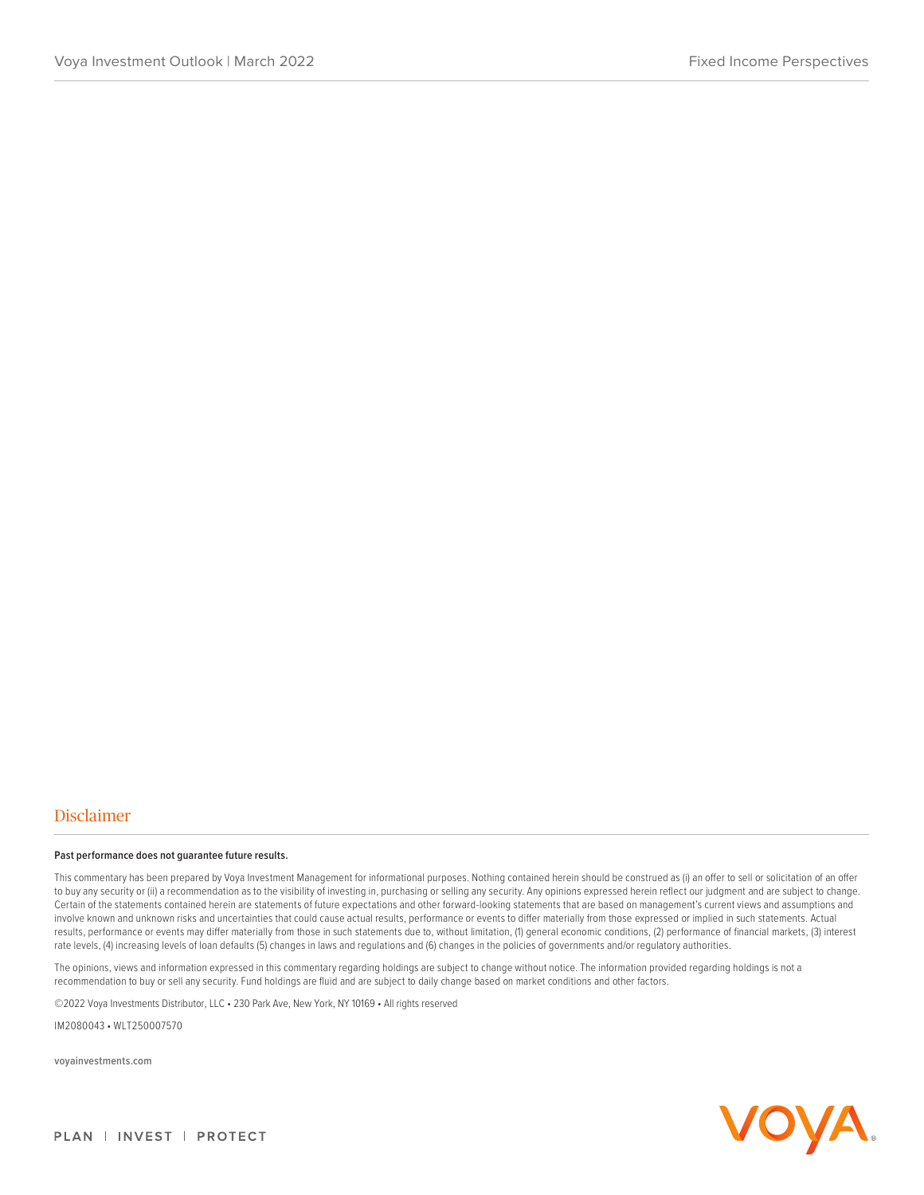## Disclaimer

**Past performance does not guarantee future results.**

This commentary has been prepared by Voya Investment Management for informational purposes. Nothing contained herein should be construed as (i) an offer to sell or solicitation of an offer to buy any security or (ii) a recommendation as to the visibility of investing in, purchasing or selling any security. Any opinions expressed herein reflect our judgment and are subject to change. Certain of the statements contained herein are statements of future expectations and other forward-looking statements that are based on management's current views and assumptions and involve known and unknown risks and uncertainties that could cause actual results, performance or events to differ materially from those expressed or implied in such statements. Actual results, performance or events may differ materially from those in such statements due to, without limitation, (1) general economic conditions, (2) performance of financial markets, (3) interest rate levels, (4) increasing levels of loan defaults (5) changes in laws and regulations and (6) changes in the policies of governments and/or regulatory authorities.

The opinions, views and information expressed in this commentary regarding holdings are subject to change without notice. The information provided regarding holdings is not a recommendation to buy or sell any security. Fund holdings are fluid and are subject to daily change based on market conditions and other factors.

©2022 Voya Investments Distributor, LLC • 230 Park Ave, New York, NY 10169 • All rights reserved

IM2080043 • WLT250007570

voyainvestments.com

PLAN | INVEST | PROTECT

VOYA.